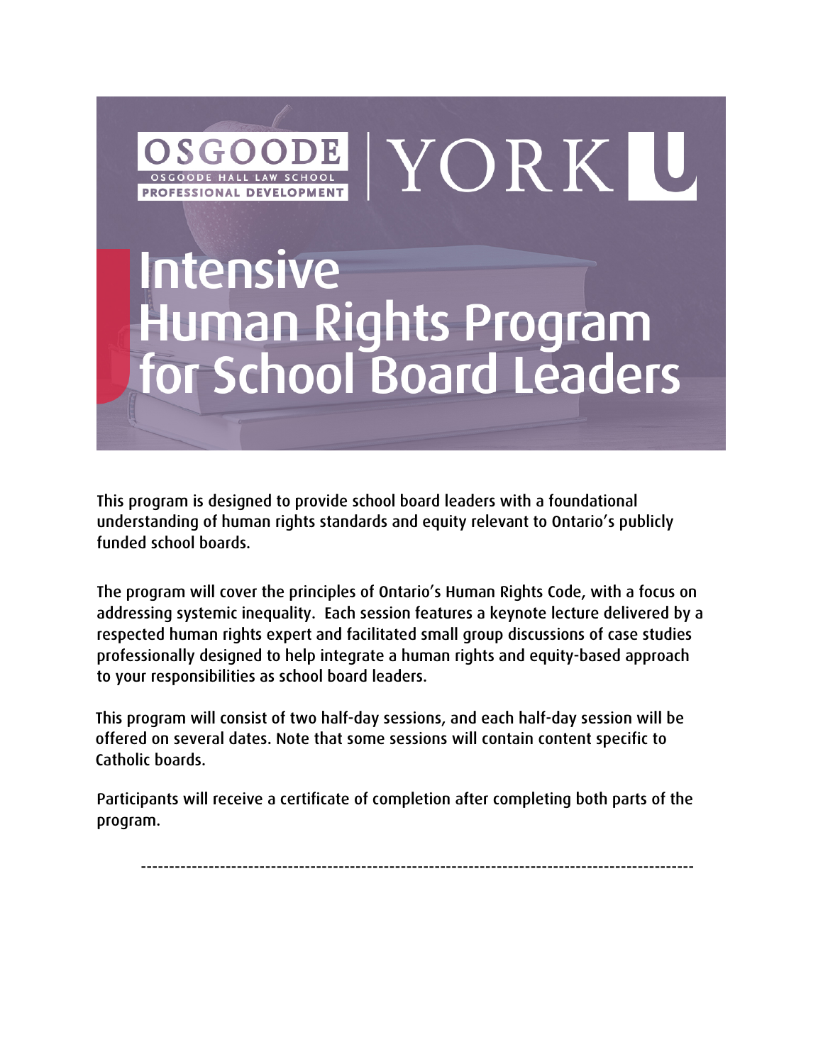OSGOODE
OSGOODE HALL LAW SCHOOL
PROFESSIONAL DEVELOPMENT

YORK U

# Intensive Human Rights Program for School Board Leaders

This program is designed to provide school board leaders with a foundational understanding of human rights standards and equity relevant to Ontario's publicly funded school boards.

The program will cover the principles of Ontario's Human Rights Code, with a focus on addressing systemic inequality. Each session features a keynote lecture delivered by a respected human rights expert and facilitated small group discussions of case studies professionally designed to help integrate a human rights and equity-based approach to your responsibilities as school board leaders.

This program will consist of two half-day sessions, and each half-day session will be offered on several dates. Note that some sessions will contain content specific to Catholic boards.

Participants will receive a certificate of completion after completing both parts of the program.

---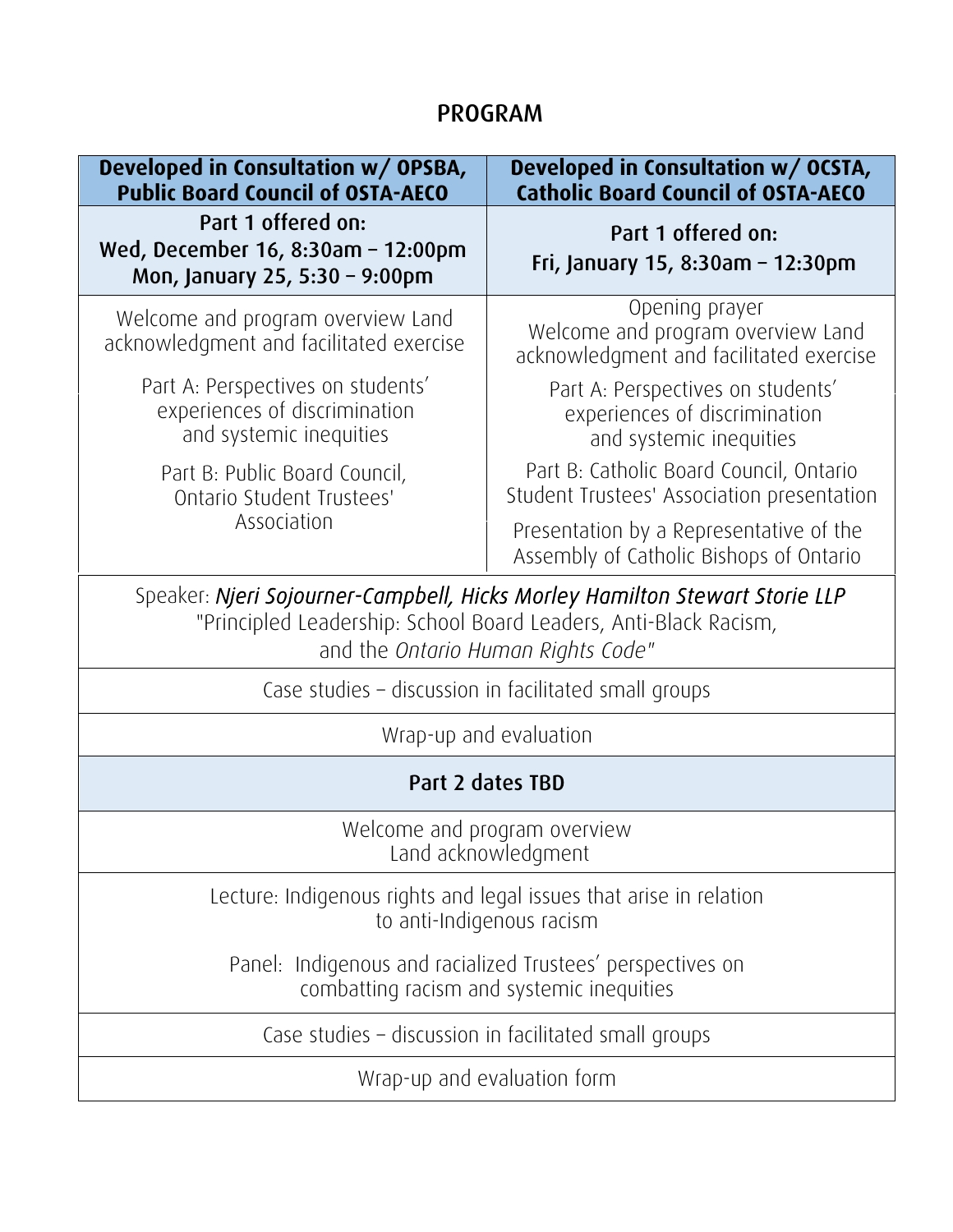## PROGRAM

| Developed in Consultation w/ OPSBA, Public Board Council of OSTA-AECO | Developed in Consultation w/ OCSTA, Catholic Board Council of OSTA-AECO |
|---|---|
| **Part 1 offered on:**<br>**Wed, December 16, 8:30am – 12:00pm**<br>**Mon, January 25, 5:30 – 9:00pm** | **Part 1 offered on:**<br>**Fri, January 15, 8:30am – 12:30pm** |
| Welcome and program overview Land acknowledgment and facilitated exercise | Opening prayer<br>Welcome and program overview Land acknowledgment and facilitated exercise |
| Part A: Perspectives on students' experiences of discrimination and systemic inequities | Part A: Perspectives on students' experiences of discrimination and systemic inequities |
| Part B: Public Board Council, Ontario Student Trustees' Association | Part B: Catholic Board Council, Ontario Student Trustees' Association presentation |
| | Presentation by a Representative of the Assembly of Catholic Bishops of Ontario |
| Speaker: *Njeri Sojourner-Campbell, Hicks Morley Hamilton Stewart Storie LLP*<br>"Principled Leadership: School Board Leaders, Anti-Black Racism, and the *Ontario Human Rights Code*" | |
| Case studies – discussion in facilitated small groups | |
| Wrap-up and evaluation | |
| **Part 2 dates TBD** | |
| Welcome and program overview<br>Land acknowledgment | |
| Lecture: Indigenous rights and legal issues that arise in relation to anti-Indigenous racism<br><br>Panel: Indigenous and racialized Trustees' perspectives on combatting racism and systemic inequities | |
| Case studies – discussion in facilitated small groups | |
| Wrap-up and evaluation form | |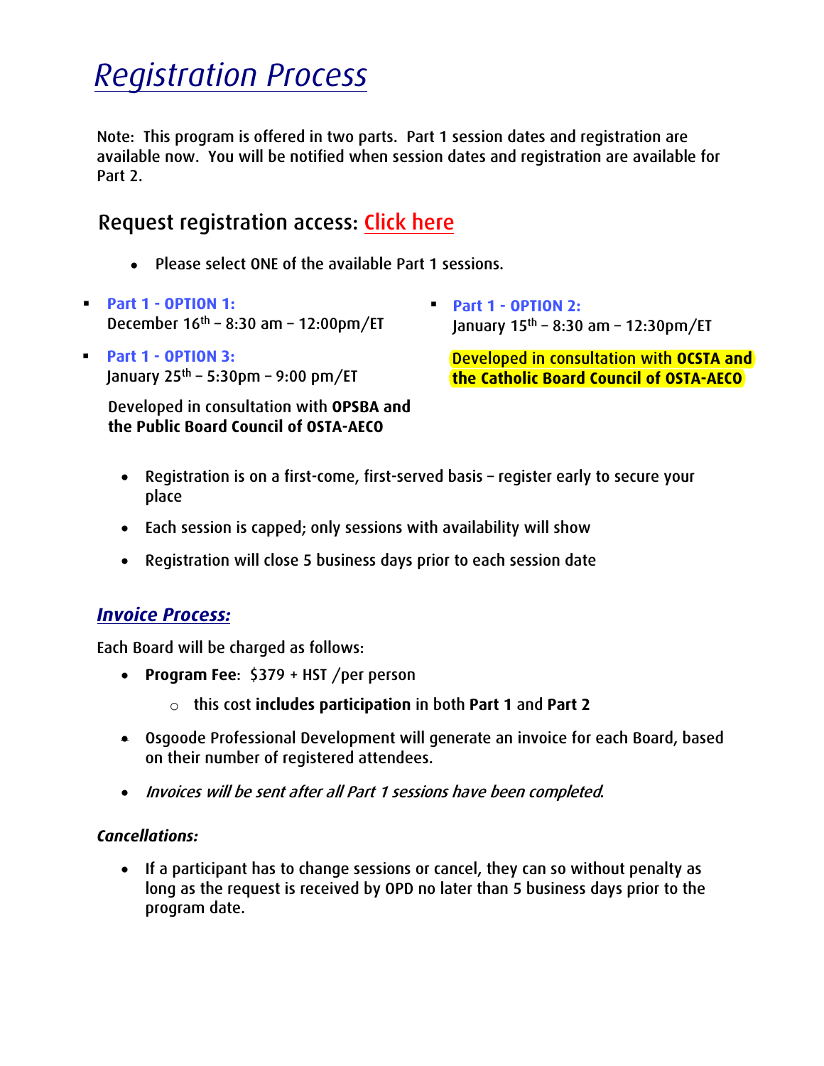# *Registration Process*

Note: This program is offered in two parts. Part 1 session dates and registration are available now. You will be notified when session dates and registration are available for Part 2.

## Request registration access: Click here

- Please select ONE of the available Part 1 sessions.

- **Part 1 - OPTION 1:**
  December 16th – 8:30 am – 12:00pm/ET
- **Part 1 - OPTION 3:**
  January 25th – 5:30pm – 9:00 pm/ET

  Developed in consultation with **OPSBA and the Public Board Council of OSTA-AECO**

- **Part 1 - OPTION 2:**
  January 15th – 8:30 am – 12:30pm/ET

  Developed in consultation with **OCSTA and the Catholic Board Council of OSTA-AECO**

- Registration is on a first-come, first-served basis – register early to secure your place
- Each session is capped; only sessions with availability will show
- Registration will close 5 business days prior to each session date

### *Invoice Process:*

Each Board will be charged as follows:

- **Program Fee**: $379 + HST /per person
  - this cost **includes participation** in both **Part 1** and **Part 2**
- Osgoode Professional Development will generate an invoice for each Board, based on their number of registered attendees.
- *Invoices will be sent after all Part 1 sessions have been completed.*

#### *Cancellations:*

- If a participant has to change sessions or cancel, they can so without penalty as long as the request is received by OPD no later than 5 business days prior to the program date.